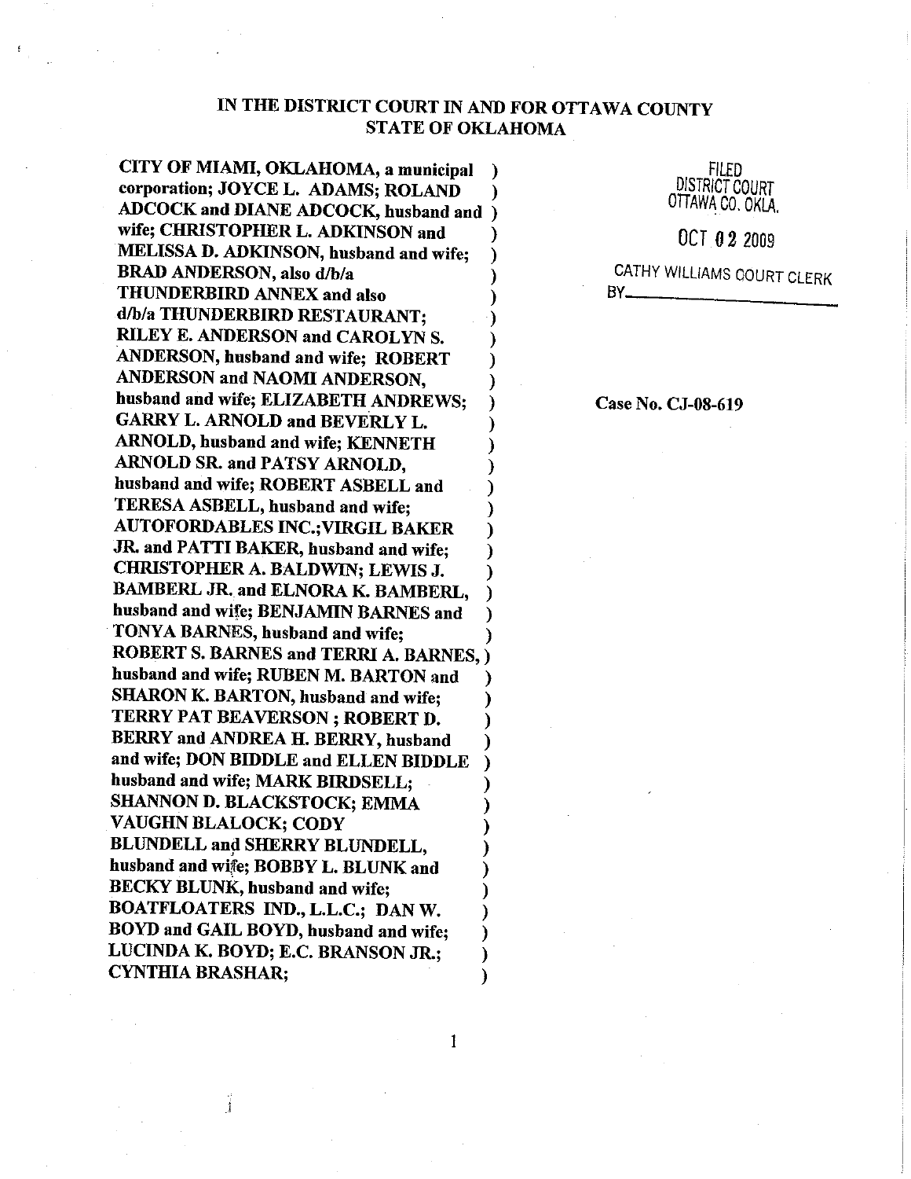# IN THE DISTRICT COURT IN AND FOR OTTAWA COUNTY
# STATE OF OKLAHOMA

FILED
DISTRICT COURT
OTTAWA CO. OKLA.

OCT 02 2009

CATHY WILLIAMS COURT CLERK
BY\_\_\_\_\_\_\_\_\_\_

**CITY OF MIAMI, OKLAHOMA, a municipal corporation; JOYCE L. ADAMS; ROLAND ADCOCK and DIANE ADCOCK, husband and wife; CHRISTOPHER L. ADKINSON and MELISSA D. ADKINSON, husband and wife; BRAD ANDERSON, also d/b/a THUNDERBIRD ANNEX and also d/b/a THUNDERBIRD RESTAURANT; RILEY E. ANDERSON and CAROLYN S. ANDERSON, husband and wife; ROBERT ANDERSON and NAOMI ANDERSON, husband and wife; ELIZABETH ANDREWS; GARRY L. ARNOLD and BEVERLY L. ARNOLD, husband and wife; KENNETH ARNOLD SR. and PATSY ARNOLD, husband and wife; ROBERT ASBELL and TERESA ASBELL, husband and wife; AUTOFORDABLES INC.; VIRGIL BAKER JR. and PATTI BAKER, husband and wife; CHRISTOPHER A. BALDWIN; LEWIS J. BAMBERL JR. and ELNORA K. BAMBERL, husband and wife; BENJAMIN BARNES and TONYA BARNES, husband and wife; ROBERT S. BARNES and TERRI A. BARNES, husband and wife; RUBEN M. BARTON and SHARON K. BARTON, husband and wife; TERRY PAT BEAVERSON ; ROBERT D. BERRY and ANDREA H. BERRY, husband and wife; DON BIDDLE and ELLEN BIDDLE husband and wife; MARK BIRDSELL; SHANNON D. BLACKSTOCK; EMMA VAUGHN BLALOCK; CODY BLUNDELL and SHERRY BLUNDELL, husband and wife; BOBBY L. BLUNK and BECKY BLUNK, husband and wife; BOATFLOATERS IND., L.L.C.; DAN W. BOYD and GAIL BOYD, husband and wife; LUCINDA K. BOYD; E.C. BRANSON JR.; CYNTHIA BRASHAR;**

**Case No. CJ-08-619**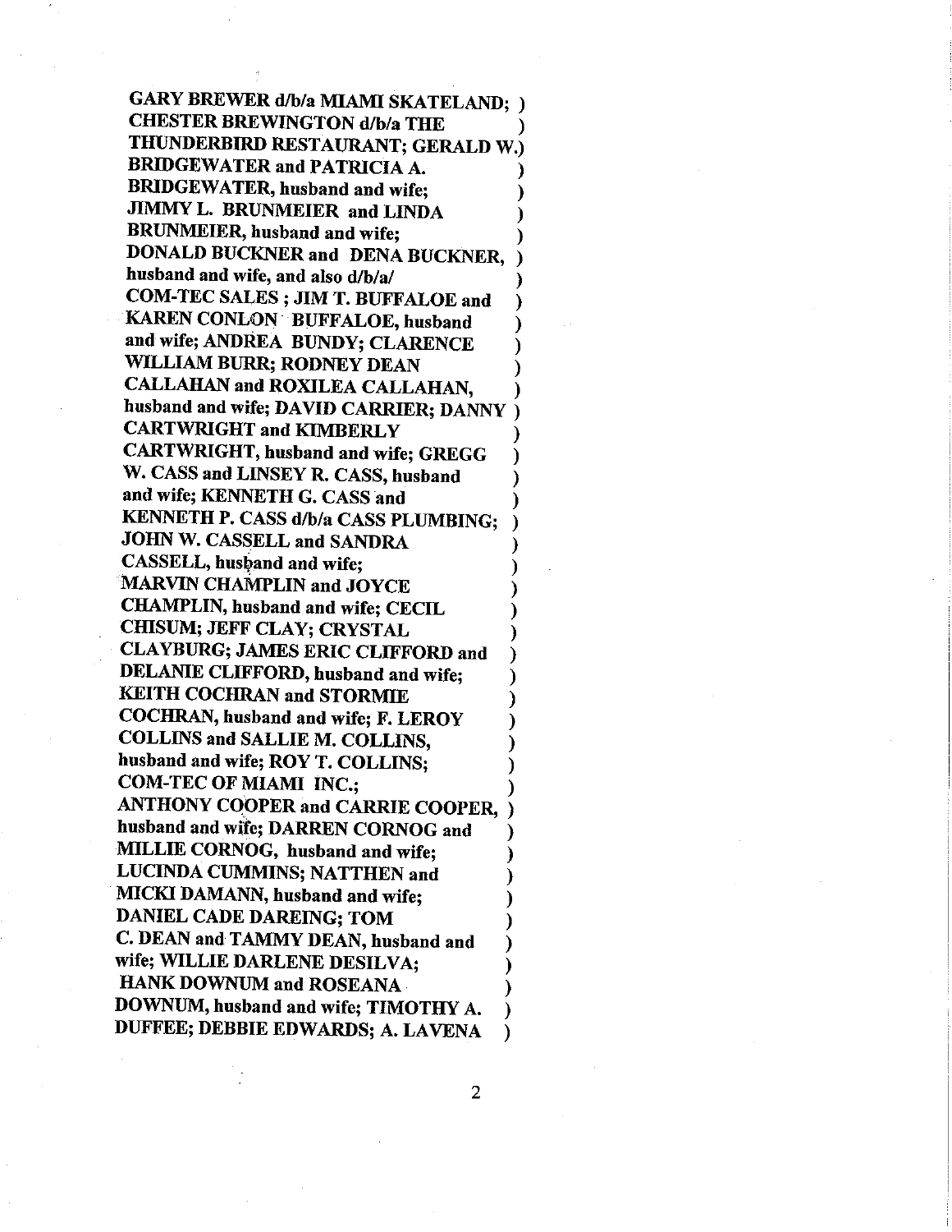**GARY BREWER d/b/a MIAMI SKATELAND; )**
**CHESTER BREWINGTON d/b/a THE )**
**THUNDERBIRD RESTAURANT; GERALD W.)**
**BRIDGEWATER and PATRICIA A. )**
**BRIDGEWATER, husband and wife; )**
**JIMMY L. BRUNMEIER and LINDA )**
**BRUNMEIER, husband and wife; )**
**DONALD BUCKNER and DENA BUCKNER, )**
**husband and wife, and also d/b/a/ )**
**COM-TEC SALES ; JIM T. BUFFALOE and )**
**KAREN CONLON BUFFALOE, husband )**
**and wife; ANDREA BUNDY; CLARENCE )**
**WILLIAM BURR; RODNEY DEAN )**
**CALLAHAN and ROXILEA CALLAHAN, )**
**husband and wife; DAVID CARRIER; DANNY )**
**CARTWRIGHT and KIMBERLY )**
**CARTWRIGHT, husband and wife; GREGG )**
**W. CASS and LINSEY R. CASS, husband )**
**and wife; KENNETH G. CASS and )**
**KENNETH P. CASS d/b/a CASS PLUMBING; )**
**JOHN W. CASSELL and SANDRA )**
**CASSELL, husband and wife; )**
**MARVIN CHAMPLIN and JOYCE )**
**CHAMPLIN, husband and wife; CECIL )**
**CHISUM; JEFF CLAY; CRYSTAL )**
**CLAYBURG; JAMES ERIC CLIFFORD and )**
**DELANIE CLIFFORD, husband and wife; )**
**KEITH COCHRAN and STORMIE )**
**COCHRAN, husband and wife; F. LEROY )**
**COLLINS and SALLIE M. COLLINS, )**
**husband and wife; ROY T. COLLINS; )**
**COM-TEC OF MIAMI INC.; )**
**ANTHONY COOPER and CARRIE COOPER, )**
**husband and wife; DARREN CORNOG and )**
**MILLIE CORNOG, husband and wife; )**
**LUCINDA CUMMINS; NATTHEN and )**
**MICKI DAMANN, husband and wife; )**
**DANIEL CADE DAREING; TOM )**
**C. DEAN and TAMMY DEAN, husband and )**
**wife; WILLIE DARLENE DESILVA; )**
**HANK DOWNUM and ROSEANA )**
**DOWNUM, husband and wife; TIMOTHY A. )**
**DUFFEE; DEBBIE EDWARDS; A. LAVENA )**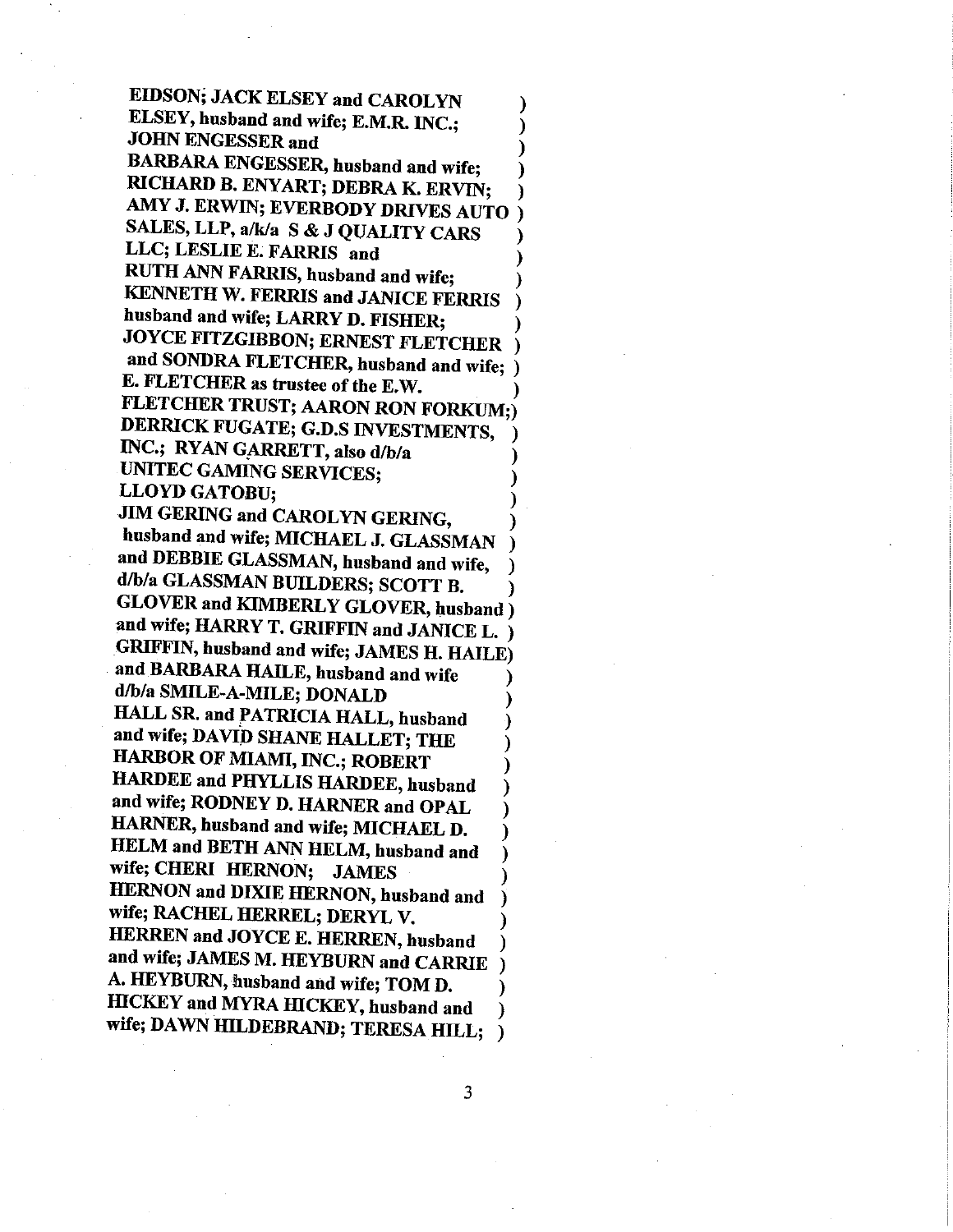**EIDSON; JACK ELSEY and CAROLYN ELSEY, husband and wife; E.M.R. INC.; JOHN ENGESSER and BARBARA ENGESSER, husband and wife; RICHARD B. ENYART; DEBRA K. ERVIN; AMY J. ERWIN; EVERBODY DRIVES AUTO SALES, LLP, a/k/a S & J QUALITY CARS LLC; LESLIE E. FARRIS and RUTH ANN FARRIS, husband and wife; KENNETH W. FERRIS and JANICE FERRIS husband and wife; LARRY D. FISHER; JOYCE FITZGIBBON; ERNEST FLETCHER and SONDRA FLETCHER, husband and wife; E. FLETCHER as trustee of the E.W. FLETCHER TRUST; AARON RON FORKUM; DERRICK FUGATE; G.D.S INVESTMENTS, INC.; RYAN GARRETT, also d/b/a UNITEC GAMING SERVICES; LLOYD GATOBU; JIM GERING and CAROLYN GERING, husband and wife; MICHAEL J. GLASSMAN and DEBBIE GLASSMAN, husband and wife, d/b/a GLASSMAN BUILDERS; SCOTT B. GLOVER and KIMBERLY GLOVER, husband and wife; HARRY T. GRIFFIN and JANICE L. GRIFFIN, husband and wife; JAMES H. HAILE and BARBARA HAILE, husband and wife d/b/a SMILE-A-MILE; DONALD HALL SR. and PATRICIA HALL, husband and wife; DAVID SHANE HALLET; THE HARBOR OF MIAMI, INC.; ROBERT HARDEE and PHYLLIS HARDEE, husband and wife; RODNEY D. HARNER and OPAL HARNER, husband and wife; MICHAEL D. HELM and BETH ANN HELM, husband and wife; CHERI HERNON; JAMES HERNON and DIXIE HERNON, husband and wife; RACHEL HERREL; DERYL V. HERREN and JOYCE E. HERREN, husband and wife; JAMES M. HEYBURN and CARRIE A. HEYBURN, husband and wife; TOM D. HICKEY and MYRA HICKEY, husband and wife; DAWN HILDEBRAND; TERESA HILL;**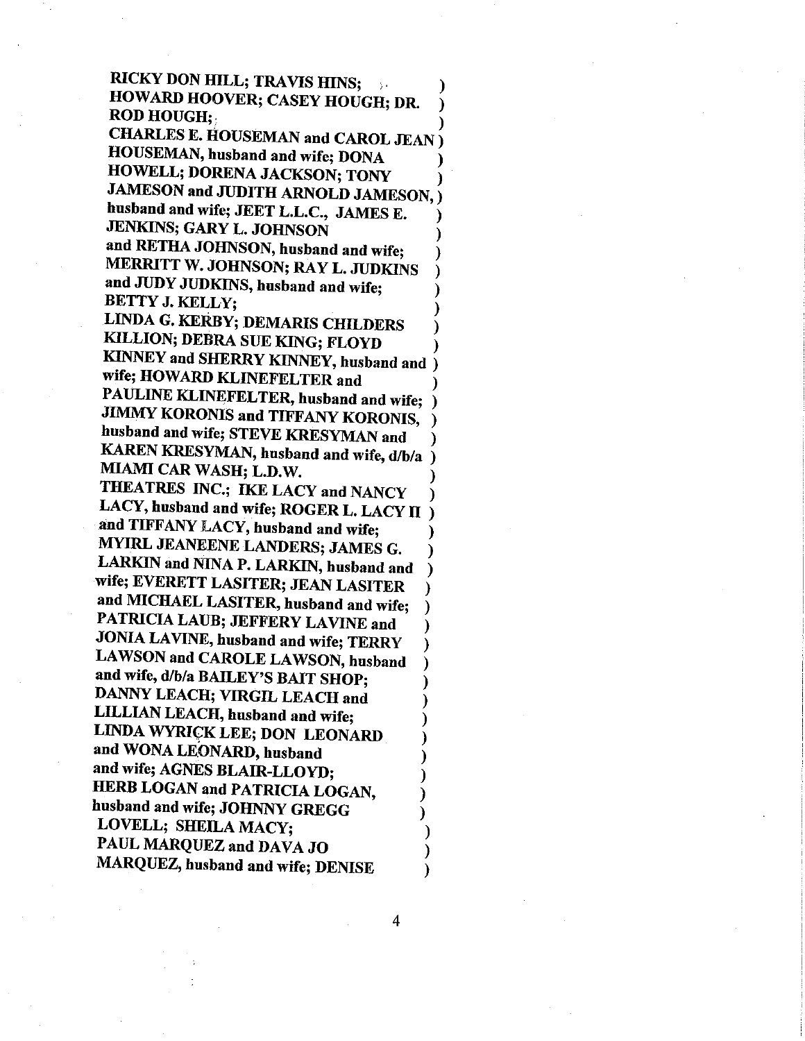**RICKY DON HILL; TRAVIS HINS; )**
**HOWARD HOOVER; CASEY HOUGH; DR. )**
**ROD HOUGH; )**
**CHARLES E. HOUSEMAN and CAROL JEAN )**
**HOUSEMAN, husband and wife; DONA )**
**HOWELL; DORENA JACKSON; TONY )**
**JAMESON and JUDITH ARNOLD JAMESON, )**
**husband and wife; JEET L.L.C., JAMES E. )**
**JENKINS; GARY L. JOHNSON )**
**and RETHA JOHNSON, husband and wife; )**
**MERRITT W. JOHNSON; RAY L. JUDKINS )**
**and JUDY JUDKINS, husband and wife; )**
**BETTY J. KELLY; )**
**LINDA G. KERBY; DEMARIS CHILDERS )**
**KILLION; DEBRA SUE KING; FLOYD )**
**KINNEY and SHERRY KINNEY, husband and )**
**wife; HOWARD KLINEFELTER and )**
**PAULINE KLINEFELTER, husband and wife; )**
**JIMMY KORONIS and TIFFANY KORONIS, )**
**husband and wife; STEVE KRESYMAN and )**
**KAREN KRESYMAN, husband and wife, d/b/a )**
**MIAMI CAR WASH; L.D.W. )**
**THEATRES INC.; IKE LACY and NANCY )**
**LACY, husband and wife; ROGER L. LACY II )**
**and TIFFANY LACY, husband and wife; )**
**MYIRL JEANEENE LANDERS; JAMES G. )**
**LARKIN and NINA P. LARKIN, husband and )**
**wife; EVERETT LASITER; JEAN LASITER )**
**and MICHAEL LASITER, husband and wife; )**
**PATRICIA LAUB; JEFFERY LAVINE and )**
**JONIA LAVINE, husband and wife; TERRY )**
**LAWSON and CAROLE LAWSON, husband )**
**and wife, d/b/a BAILEY'S BAIT SHOP; )**
**DANNY LEACH; VIRGIL LEACH and )**
**LILLIAN LEACH, husband and wife; )**
**LINDA WYRICK LEE; DON LEONARD )**
**and WONA LEONARD, husband )**
**and wife; AGNES BLAIR-LLOYD; )**
**HERB LOGAN and PATRICIA LOGAN, )**
**husband and wife; JOHNNY GREGG )**
**LOVELL; SHEILA MACY; )**
**PAUL MARQUEZ and DAVA JO )**
**MARQUEZ, husband and wife; DENISE )**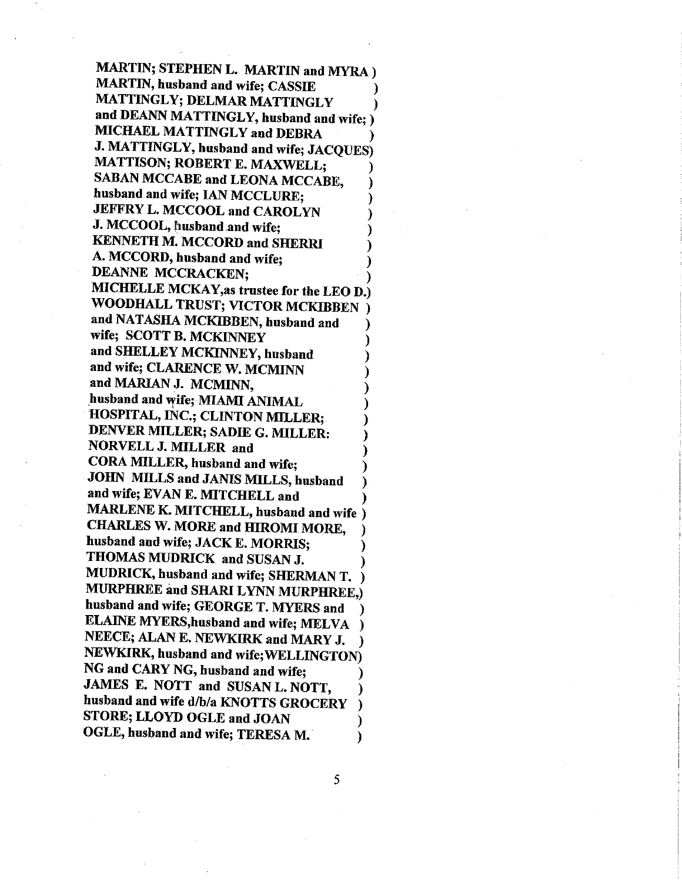**MARTIN; STEPHEN L. MARTIN and MYRA )**
**MARTIN, husband and wife; CASSIE )**
**MATTINGLY; DELMAR MATTINGLY )**
**and DEANN MATTINGLY, husband and wife; )**
**MICHAEL MATTINGLY and DEBRA )**
**J. MATTINGLY, husband and wife; JACQUES)**
**MATTISON; ROBERT E. MAXWELL; )**
**SABAN MCCABE and LEONA MCCABE, )**
**husband and wife; IAN MCCLURE; )**
**JEFFRY L. MCCOOL and CAROLYN )**
**J. MCCOOL, husband and wife; )**
**KENNETH M. MCCORD and SHERRI )**
**A. MCCORD, husband and wife; )**
**DEANNE MCCRACKEN; )**
**MICHELLE MCKAY,as trustee for the LEO D.)**
**WOODHALL TRUST; VICTOR MCKIBBEN )**
**and NATASHA MCKIBBEN, husband and )**
**wife; SCOTT B. MCKINNEY )**
**and SHELLEY MCKINNEY, husband )**
**and wife; CLARENCE W. MCMINN )**
**and MARIAN J. MCMINN, )**
**husband and wife; MIAMI ANIMAL )**
**HOSPITAL, INC.; CLINTON MILLER; )**
**DENVER MILLER; SADIE G. MILLER: )**
**NORVELL J. MILLER and )**
**CORA MILLER, husband and wife; )**
**JOHN MILLS and JANIS MILLS, husband )**
**and wife; EVAN E. MITCHELL and )**
**MARLENE K. MITCHELL, husband and wife )**
**CHARLES W. MORE and HIROMI MORE, )**
**husband and wife; JACK E. MORRIS; )**
**THOMAS MUDRICK and SUSAN J. )**
**MUDRICK, husband and wife; SHERMAN T. )**
**MURPHREE and SHARI LYNN MURPHREE,)**
**husband and wife; GEORGE T. MYERS and )**
**ELAINE MYERS,husband and wife; MELVA )**
**NEECE; ALAN E. NEWKIRK and MARY J. )**
**NEWKIRK, husband and wife;WELLINGTON)**
**NG and CARY NG, husband and wife; )**
**JAMES E. NOTT and SUSAN L. NOTT, )**
**husband and wife d/b/a KNOTTS GROCERY )**
**STORE; LLOYD OGLE and JOAN )**
**OGLE, husband and wife; TERESA M. )**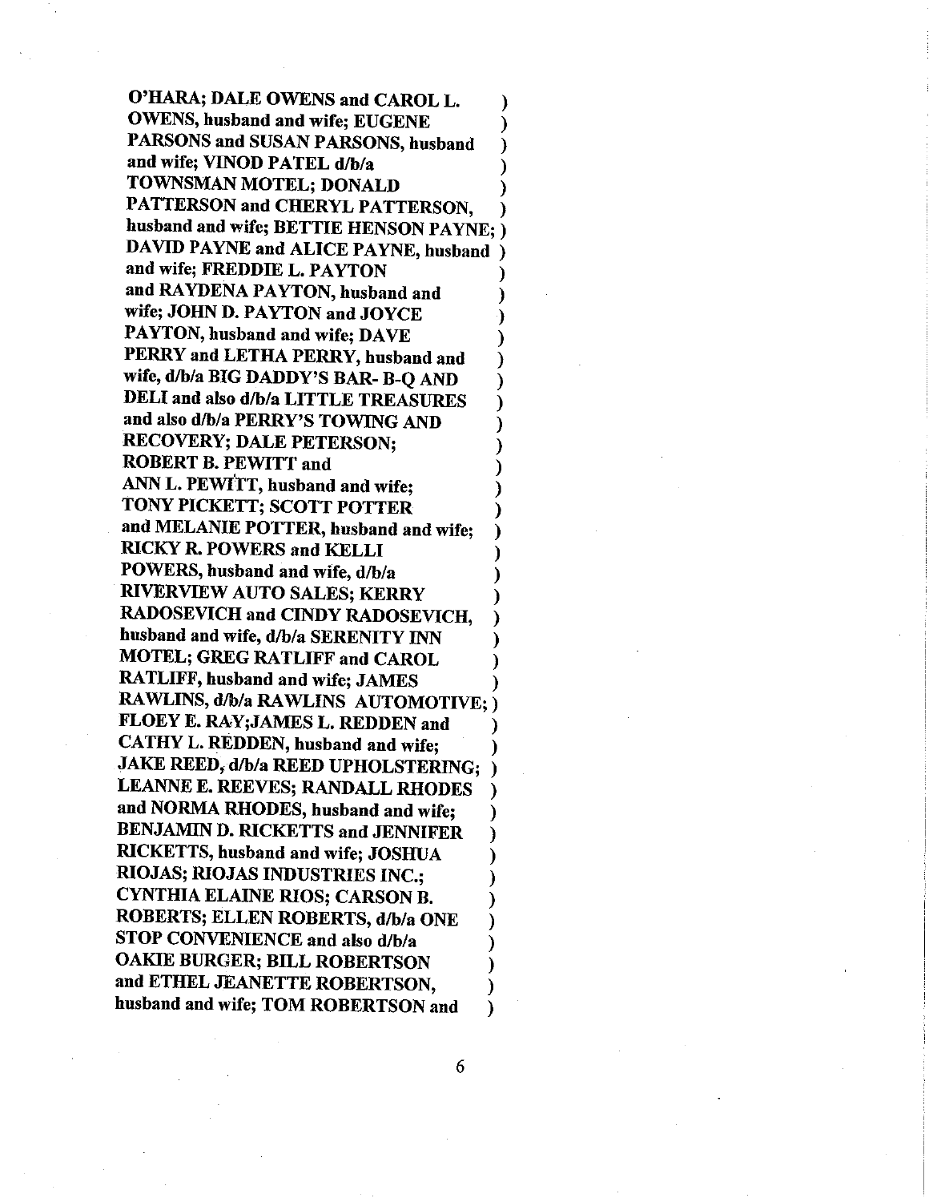**O'HARA; DALE OWENS and CAROL L. OWENS, husband and wife; EUGENE PARSONS and SUSAN PARSONS, husband and wife; VINOD PATEL d/b/a TOWNSMAN MOTEL; DONALD PATTERSON and CHERYL PATTERSON, husband and wife; BETTIE HENSON PAYNE; DAVID PAYNE and ALICE PAYNE, husband and wife; FREDDIE L. PAYTON and RAYDENA PAYTON, husband and wife; JOHN D. PAYTON and JOYCE PAYTON, husband and wife; DAVE PERRY and LETHA PERRY, husband and wife, d/b/a BIG DADDY'S BAR- B-Q AND DELI and also d/b/a LITTLE TREASURES and also d/b/a PERRY'S TOWING AND RECOVERY; DALE PETERSON; ROBERT B. PEWITT and ANN L. PEWITT, husband and wife; TONY PICKETT; SCOTT POTTER and MELANIE POTTER, husband and wife; RICKY R. POWERS and KELLI POWERS, husband and wife, d/b/a RIVERVIEW AUTO SALES; KERRY RADOSEVICH and CINDY RADOSEVICH, husband and wife, d/b/a SERENITY INN MOTEL; GREG RATLIFF and CAROL RATLIFF, husband and wife; JAMES RAWLINS, d/b/a RAWLINS AUTOMOTIVE; FLOEY E. RAY;JAMES L. REDDEN and CATHY L. REDDEN, husband and wife; JAKE REED, d/b/a REED UPHOLSTERING; LEANNE E. REEVES; RANDALL RHODES and NORMA RHODES, husband and wife; BENJAMIN D. RICKETTS and JENNIFER RICKETTS, husband and wife; JOSHUA RIOJAS; RIOJAS INDUSTRIES INC.; CYNTHIA ELAINE RIOS; CARSON B. ROBERTS; ELLEN ROBERTS, d/b/a ONE STOP CONVENIENCE and also d/b/a OAKIE BURGER; BILL ROBERTSON and ETHEL JEANETTE ROBERTSON, husband and wife; TOM ROBERTSON and**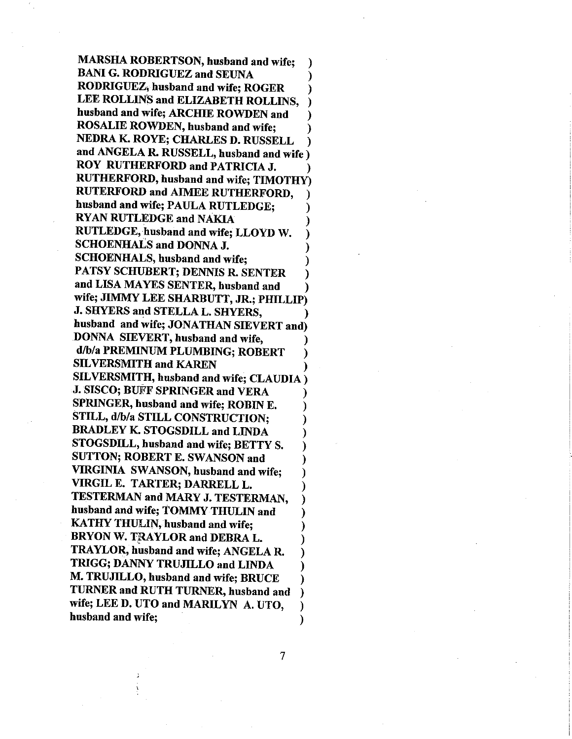**MARSHA ROBERTSON, husband and wife; )**
**BANI G. RODRIGUEZ and SEUNA )**
**RODRIGUEZ, husband and wife; ROGER )**
**LEE ROLLINS and ELIZABETH ROLLINS, )**
**husband and wife; ARCHIE ROWDEN and )**
**ROSALIE ROWDEN, husband and wife; )**
**NEDRA K. ROYE; CHARLES D. RUSSELL )**
**and ANGELA R. RUSSELL, husband and wife )**
**ROY RUTHERFORD and PATRICIA J. )**
**RUTHERFORD, husband and wife; TIMOTHY)**
**RUTERFORD and AIMEE RUTHERFORD, )**
**husband and wife; PAULA RUTLEDGE; )**
**RYAN RUTLEDGE and NAKIA )**
**RUTLEDGE, husband and wife; LLOYD W. )**
**SCHOENHALS and DONNA J. )**
**SCHOENHALS, husband and wife; )**
**PATSY SCHUBERT; DENNIS R. SENTER )**
**and LISA MAYES SENTER, husband and )**
**wife; JIMMY LEE SHARBUTT, JR.; PHILLIP)**
**J. SHYERS and STELLA L. SHYERS, )**
**husband and wife; JONATHAN SIEVERT and)**
**DONNA SIEVERT, husband and wife, )**
**d/b/a PREMINUM PLUMBING; ROBERT )**
**SILVERSMITH and KAREN )**
**SILVERSMITH, husband and wife; CLAUDIA )**
**J. SISCO; BUFF SPRINGER and VERA )**
**SPRINGER, husband and wife; ROBIN E. )**
**STILL, d/b/a STILL CONSTRUCTION; )**
**BRADLEY K. STOGSDILL and LINDA )**
**STOGSDILL, husband and wife; BETTY S. )**
**SUTTON; ROBERT E. SWANSON and )**
**VIRGINIA SWANSON, husband and wife; )**
**VIRGIL E. TARTER; DARRELL L. )**
**TESTERMAN and MARY J. TESTERMAN, )**
**husband and wife; TOMMY THULIN and )**
**KATHY THULIN, husband and wife; )**
**BRYON W. TRAYLOR and DEBRA L. )**
**TRAYLOR, husband and wife; ANGELA R. )**
**TRIGG; DANNY TRUJILLO and LINDA )**
**M. TRUJILLO, husband and wife; BRUCE )**
**TURNER and RUTH TURNER, husband and )**
**wife; LEE D. UTO and MARILYN A. UTO, )**
**husband and wife; )**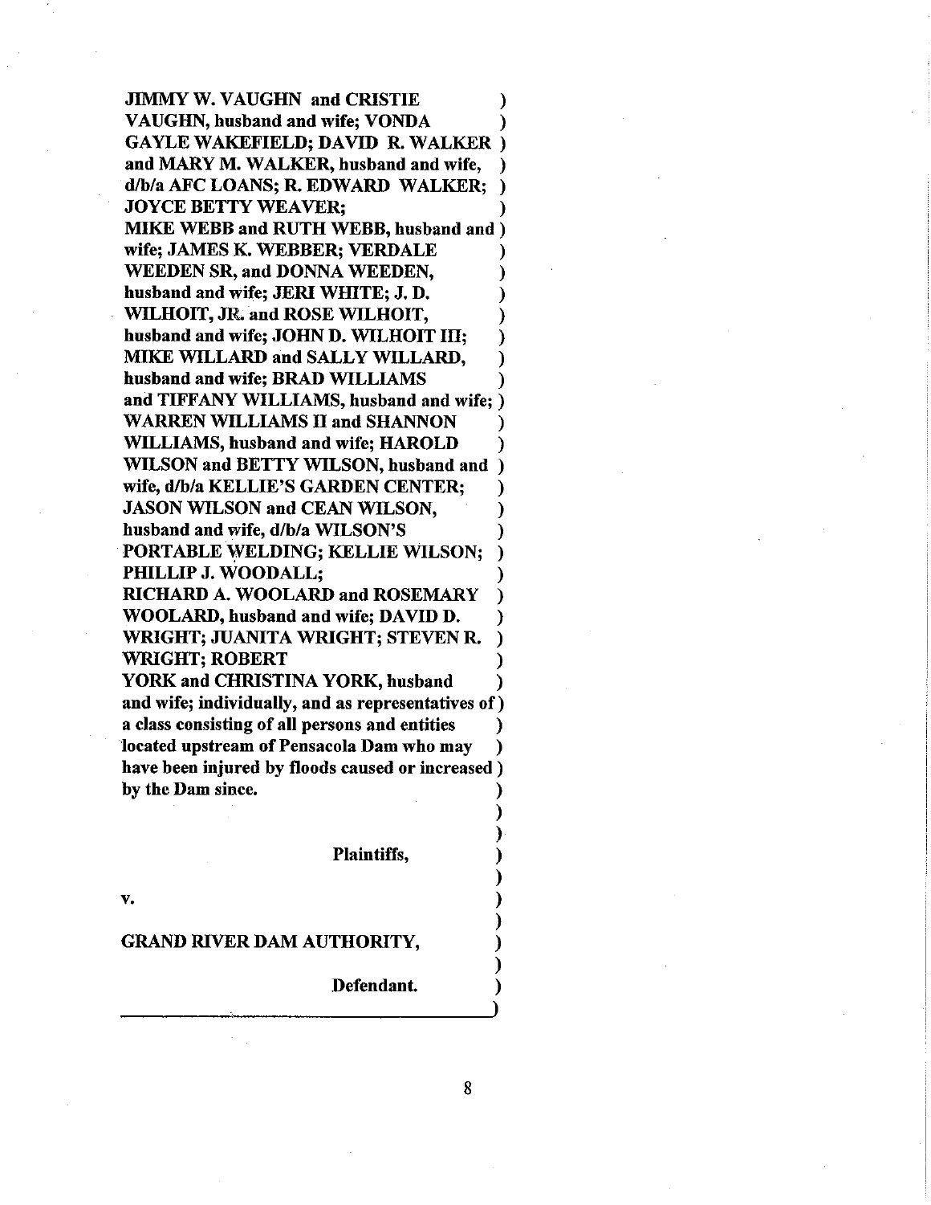**JIMMY W. VAUGHN and CRISTIE VAUGHN, husband and wife; VONDA GAYLE WAKEFIELD; DAVID R. WALKER and MARY M. WALKER, husband and wife, d/b/a AFC LOANS; R. EDWARD WALKER; JOYCE BETTY WEAVER; MIKE WEBB and RUTH WEBB, husband and wife; JAMES K. WEBBER; VERDALE WEEDEN SR, and DONNA WEEDEN, husband and wife; JERI WHITE; J. D. WILHOIT, JR. and ROSE WILHOIT, husband and wife; JOHN D. WILHOIT III; MIKE WILLARD and SALLY WILLARD, husband and wife; BRAD WILLIAMS and TIFFANY WILLIAMS, husband and wife; WARREN WILLIAMS II and SHANNON WILLIAMS, husband and wife; HAROLD WILSON and BETTY WILSON, husband and wife, d/b/a KELLIE'S GARDEN CENTER; JASON WILSON and CEAN WILSON, husband and wife, d/b/a WILSON'S PORTABLE WELDING; KELLIE WILSON; PHILLIP J. WOODALL; RICHARD A. WOOLARD and ROSEMARY WOOLARD, husband and wife; DAVID D. WRIGHT; JUANITA WRIGHT; STEVEN R. WRIGHT; ROBERT YORK and CHRISTINA YORK, husband and wife; individually, and as representatives of a class consisting of all persons and entities located upstream of Pensacola Dam who may have been injured by floods caused or increased by the Dam since.**

**Plaintiffs,**

**v.**

**GRAND RIVER DAM AUTHORITY,**

**Defendant.**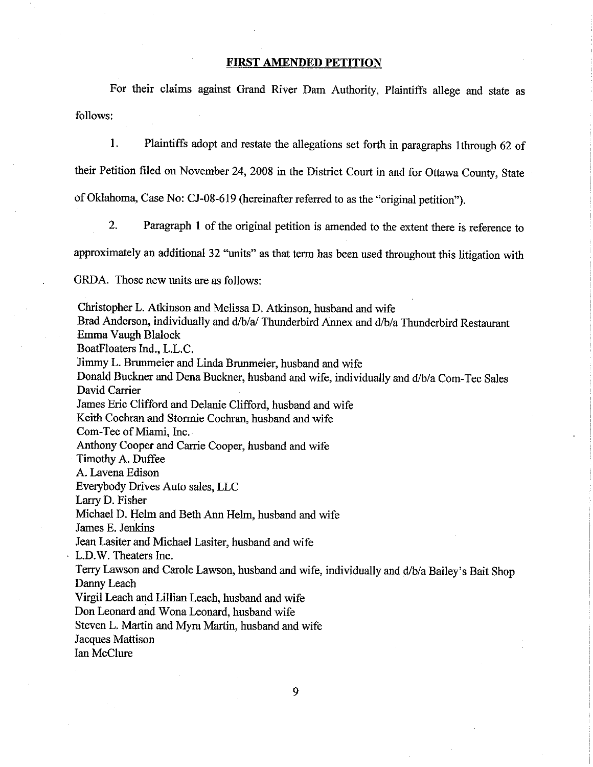## FIRST AMENDED PETITION

For their claims against Grand River Dam Authority, Plaintiffs allege and state as follows:

1. Plaintiffs adopt and restate the allegations set forth in paragraphs 1through 62 of their Petition filed on November 24, 2008 in the District Court in and for Ottawa County, State of Oklahoma, Case No: CJ-08-619 (hereinafter referred to as the "original petition").

2. Paragraph 1 of the original petition is amended to the extent there is reference to approximately an additional 32 "units" as that term has been used throughout this litigation with GRDA. Those new units are as follows:

Christopher L. Atkinson and Melissa D. Atkinson, husband and wife
Brad Anderson, individually and d/b/a/ Thunderbird Annex and d/b/a Thunderbird Restaurant
Emma Vaugh Blalock
BoatFloaters Ind., L.L.C.
Jimmy L. Brunmeier and Linda Brunmeier, husband and wife
Donald Buckner and Dena Buckner, husband and wife, individually and d/b/a Com-Tec Sales
David Carrier
James Eric Clifford and Delanie Clifford, husband and wife
Keith Cochran and Stormie Cochran, husband and wife
Com-Tec of Miami, Inc.
Anthony Cooper and Carrie Cooper, husband and wife
Timothy A. Duffee
A. Lavena Edison
Everybody Drives Auto sales, LLC
Larry D. Fisher
Michael D. Helm and Beth Ann Helm, husband and wife
James E. Jenkins
Jean Lasiter and Michael Lasiter, husband and wife
L.D.W. Theaters Inc.
Terry Lawson and Carole Lawson, husband and wife, individually and d/b/a Bailey's Bait Shop
Danny Leach
Virgil Leach and Lillian Leach, husband and wife
Don Leonard and Wona Leonard, husband wife
Steven L. Martin and Myra Martin, husband and wife
Jacques Mattison
Ian McClure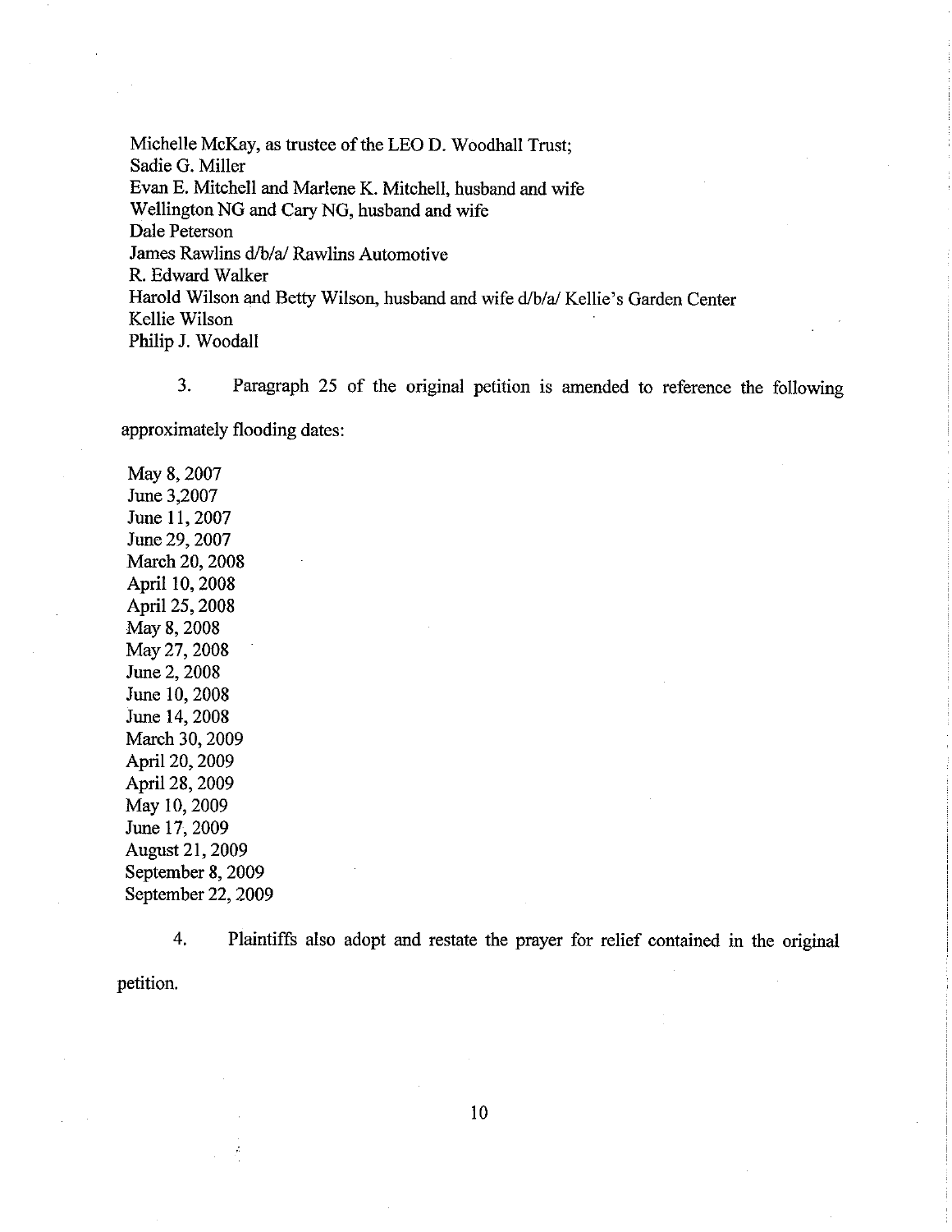Michelle McKay, as trustee of the LEO D. Woodhall Trust;
Sadie G. Miller
Evan E. Mitchell and Marlene K. Mitchell, husband and wife
Wellington NG and Cary NG, husband and wife
Dale Peterson
James Rawlins d/b/a/ Rawlins Automotive
R. Edward Walker
Harold Wilson and Betty Wilson, husband and wife d/b/a/ Kellie's Garden Center
Kellie Wilson
Philip J. Woodall

3. Paragraph 25 of the original petition is amended to reference the following approximately flooding dates:

May 8, 2007
June 3,2007
June 11, 2007
June 29, 2007
March 20, 2008
April 10, 2008
April 25, 2008
May 8, 2008
May 27, 2008
June 2, 2008
June 10, 2008
June 14, 2008
March 30, 2009
April 20, 2009
April 28, 2009
May 10, 2009
June 17, 2009
August 21, 2009
September 8, 2009
September 22, 2009

4. Plaintiffs also adopt and restate the prayer for relief contained in the original petition.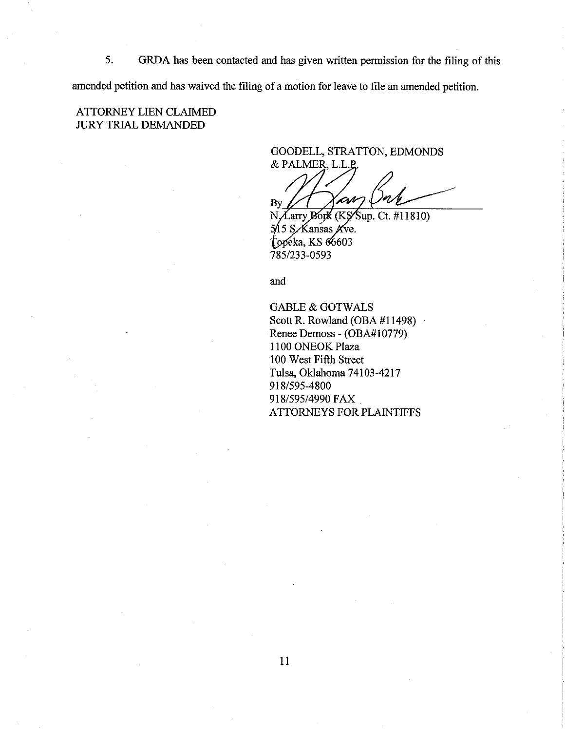5. GRDA has been contacted and has given written permission for the filing of this amended petition and has waived the filing of a motion for leave to file an amended petition.

ATTORNEY LIEN CLAIMED
JURY TRIAL DEMANDED

GOODELL, STRATTON, EDMONDS & PALMER, L.L.P.

By ______________________
N. Larry Bork (KS Sup. Ct. #11810)
515 S. Kansas Ave.
Topeka, KS 66603
785/233-0593

and

GABLE & GOTWALS
Scott R. Rowland (OBA #11498)
Renee Demoss - (OBA#10779)
1100 ONEOK Plaza
100 West Fifth Street
Tulsa, Oklahoma 74103-4217
918/595-4800
918/595/4990 FAX
ATTORNEYS FOR PLAINTIFFS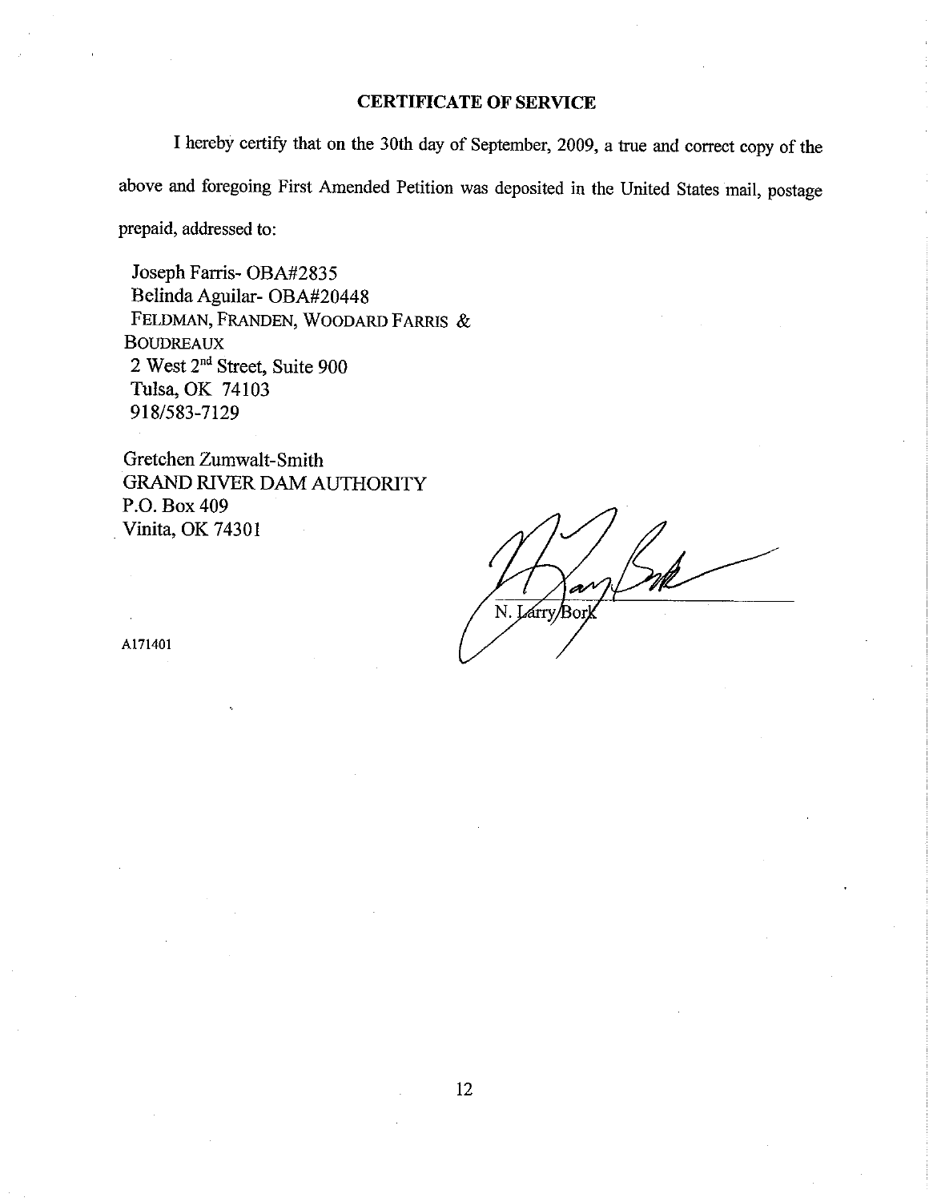## CERTIFICATE OF SERVICE

I hereby certify that on the 30th day of September, 2009, a true and correct copy of the above and foregoing First Amended Petition was deposited in the United States mail, postage prepaid, addressed to:

Joseph Farris- OBA#2835
Belinda Aguilar- OBA#20448
FELDMAN, FRANDEN, WOODARD FARRIS & BOUDREAUX
2 West 2nd Street, Suite 900
Tulsa, OK 74103
918/583-7129

Gretchen Zumwalt-Smith
GRAND RIVER DAM AUTHORITY
P.O. Box 409
Vinita, OK 74301

N. Larry Bork

A171401